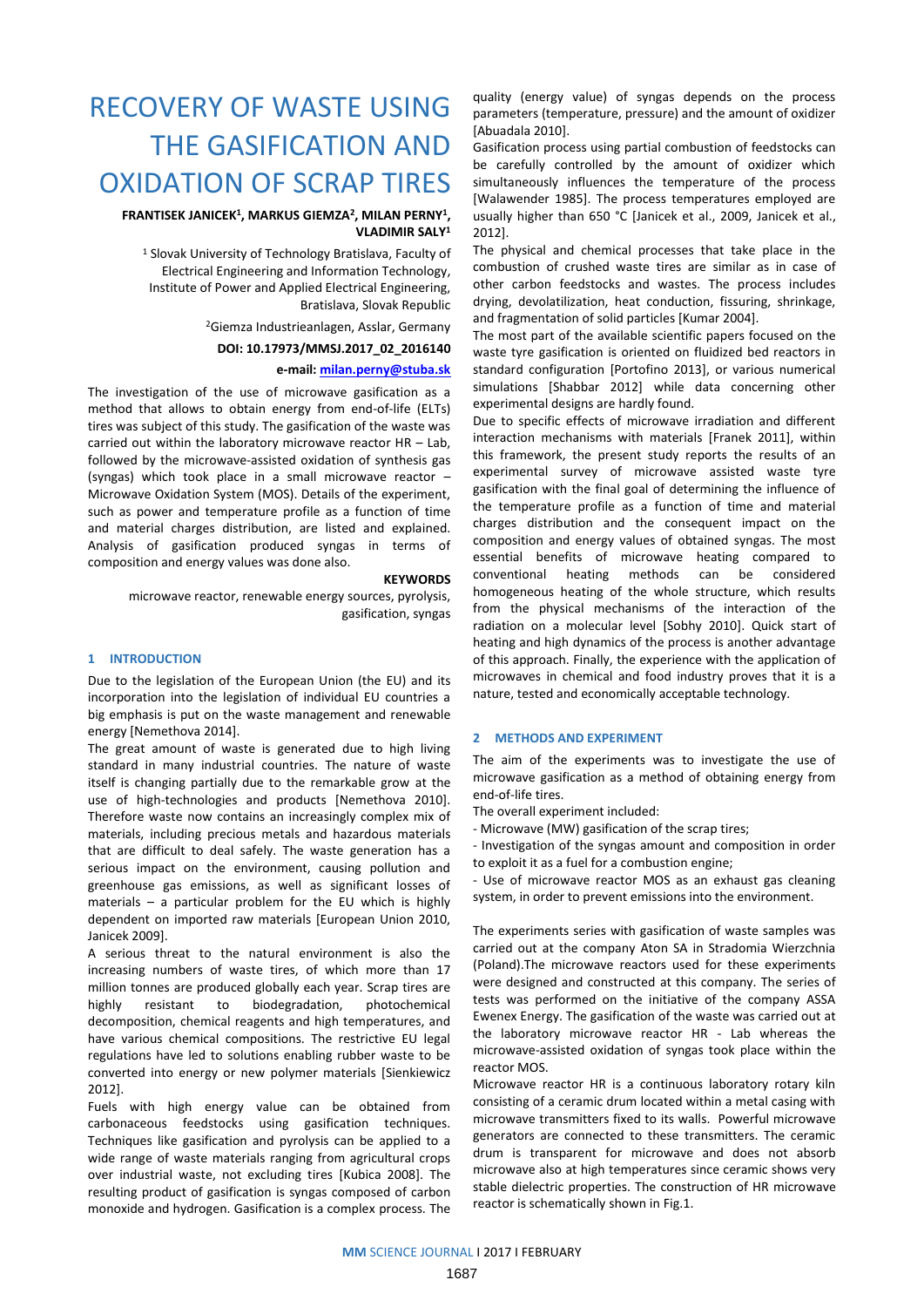# RECOVERY OF WASTE USING THE GASIFICATION AND OXIDATION OF SCRAP TIRES

**FRANTISEK JANICEK[1], MARKUS GIEMZA[2], MILAN PERNY[1], VLADIMIR SALY[1]**

[1] Slovak University of Technology Bratislava, Faculty of Electrical Engineering and Information Technology, Institute of Power and Applied Electrical Engineering, Bratislava, Slovak Republic

[2]Giemza Industrieanlagen, Asslar, Germany

**DOI: 10.17973/MMSJ.2017_02_2016140**

**e-mail: milan.perny@stuba.sk**

The investigation of the use of microwave gasification as a method that allows to obtain energy from end-of-life (ELTs) tires was subject of this study. The gasification of the waste was carried out within the laboratory microwave reactor HR – Lab, followed by the microwave-assisted oxidation of synthesis gas (syngas) which took place in a small microwave reactor – Microwave Oxidation System (MOS). Details of the experiment, such as power and temperature profile as a function of time and material charges distribution, are listed and explained. Analysis of gasification produced syngas in terms of composition and energy values was done also.

**KEYWORDS**

microwave reactor, renewable energy sources, pyrolysis, gasification, syngas

## 1 INTRODUCTION

Due to the legislation of the European Union (the EU) and its incorporation into the legislation of individual EU countries a big emphasis is put on the waste management and renewable energy [Nemethova 2014].

The great amount of waste is generated due to high living standard in many industrial countries. The nature of waste itself is changing partially due to the remarkable grow at the use of high-technologies and products [Nemethova 2010]. Therefore waste now contains an increasingly complex mix of materials, including precious metals and hazardous materials that are difficult to deal safely. The waste generation has a serious impact on the environment, causing pollution and greenhouse gas emissions, as well as significant losses of materials – a particular problem for the EU which is highly dependent on imported raw materials [European Union 2010, Janicek 2009].

A serious threat to the natural environment is also the increasing numbers of waste tires, of which more than 17 million tonnes are produced globally each year. Scrap tires are highly resistant to biodegradation, photochemical decomposition, chemical reagents and high temperatures, and have various chemical compositions. The restrictive EU legal regulations have led to solutions enabling rubber waste to be converted into energy or new polymer materials [Sienkiewicz 2012].

Fuels with high energy value can be obtained from carbonaceous feedstocks using gasification techniques. Techniques like gasification and pyrolysis can be applied to a wide range of waste materials ranging from agricultural crops over industrial waste, not excluding tires [Kubica 2008]. The resulting product of gasification is syngas composed of carbon monoxide and hydrogen. Gasification is a complex process. The quality (energy value) of syngas depends on the process parameters (temperature, pressure) and the amount of oxidizer [Abuadala 2010].

Gasification process using partial combustion of feedstocks can be carefully controlled by the amount of oxidizer which simultaneously influences the temperature of the process [Walawender 1985]. The process temperatures employed are usually higher than 650 °C [Janicek et al., 2009, Janicek et al., 2012].

The physical and chemical processes that take place in the combustion of crushed waste tires are similar as in case of other carbon feedstocks and wastes. The process includes drying, devolatilization, heat conduction, fissuring, shrinkage, and fragmentation of solid particles [Kumar 2004].

The most part of the available scientific papers focused on the waste tyre gasification is oriented on fluidized bed reactors in standard configuration [Portofino 2013], or various numerical simulations [Shabbar 2012] while data concerning other experimental designs are hardly found.

Due to specific effects of microwave irradiation and different interaction mechanisms with materials [Franek 2011], within this framework, the present study reports the results of an experimental survey of microwave assisted waste tyre gasification with the final goal of determining the influence of the temperature profile as a function of time and material charges distribution and the consequent impact on the composition and energy values of obtained syngas. The most essential benefits of microwave heating compared to conventional heating methods can be considered homogeneous heating of the whole structure, which results from the physical mechanisms of the interaction of the radiation on a molecular level [Sobhy 2010]. Quick start of heating and high dynamics of the process is another advantage of this approach. Finally, the experience with the application of microwaves in chemical and food industry proves that it is a nature, tested and economically acceptable technology.

## 2 METHODS AND EXPERIMENT

The aim of the experiments was to investigate the use of microwave gasification as a method of obtaining energy from end-of-life tires.

The overall experiment included:

- Microwave (MW) gasification of the scrap tires;
- Investigation of the syngas amount and composition in order to exploit it as a fuel for a combustion engine;
- Use of microwave reactor MOS as an exhaust gas cleaning system, in order to prevent emissions into the environment.

The experiments series with gasification of waste samples was carried out at the company Aton SA in Stradomia Wierzchnia (Poland).The microwave reactors used for these experiments were designed and constructed at this company. The series of tests was performed on the initiative of the company ASSA Ewenex Energy. The gasification of the waste was carried out at the laboratory microwave reactor HR - Lab whereas the microwave-assisted oxidation of syngas took place within the reactor MOS.

Microwave reactor HR is a continuous laboratory rotary kiln consisting of a ceramic drum located within a metal casing with microwave transmitters fixed to its walls. Powerful microwave generators are connected to these transmitters. The ceramic drum is transparent for microwave and does not absorb microwave also at high temperatures since ceramic shows very stable dielectric properties. The construction of HR microwave reactor is schematically shown in Fig.1.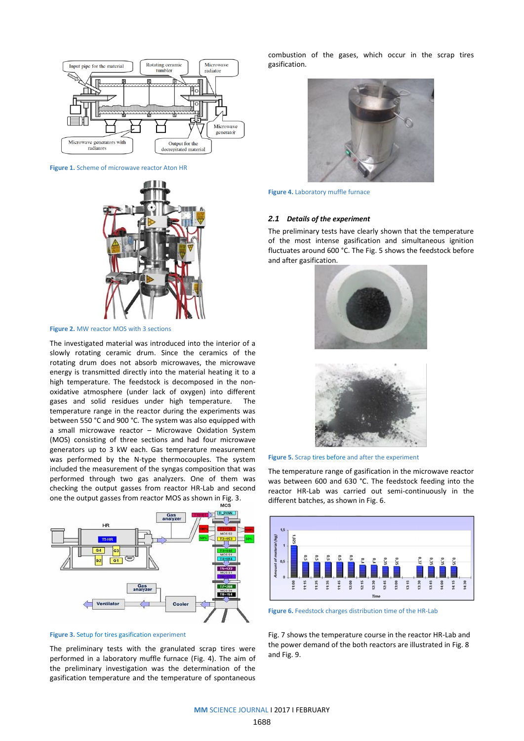Figure 1. Scheme of microwave reactor Aton HR

Figure 2. MW reactor MOS with 3 sections

The investigated material was introduced into the interior of a slowly rotating ceramic drum. Since the ceramics of the rotating drum does not absorb microwaves, the microwave energy is transmitted directly into the material heating it to a high temperature. The feedstock is decomposed in the non-oxidative atmosphere (under lack of oxygen) into different gases and solid residues under high temperature. The temperature range in the reactor during the experiments was between 550 °C and 900 °C. The system was also equipped with a small microwave reactor – Microwave Oxidation System (MOS) consisting of three sections and had four microwave generators up to 3 kW each. Gas temperature measurement was performed by the N-type thermocouples. The system included the measurement of the syngas composition that was performed through two gas analyzers. One of them was checking the output gasses from reactor HR-Lab and second one the output gasses from reactor MOS as shown in Fig. 3.

Figure 3. Setup for tires gasification experiment

The preliminary tests with the granulated scrap tires were performed in a laboratory muffle furnace (Fig. 4). The aim of the preliminary investigation was the determination of the gasification temperature and the temperature of spontaneous combustion of the gases, which occur in the scrap tires gasification.

Figure 4. Laboratory muffle furnace

### 2.1 *Details of the experiment*

The preliminary tests have clearly shown that the temperature of the most intense gasification and simultaneous ignition fluctuates around 600 °C. The Fig. 5 shows the feedstock before and after gasification.

Figure 5. Scrap tires before and after the experiment

The temperature range of gasification in the microwave reactor was between 600 and 630 °C. The feedstock feeding into the reactor HR-Lab was carried out semi-continuously in the different batches, as shown in Fig. 6.

Figure 6. Feedstock charges distribution time of the HR-Lab

Fig. 7 shows the temperature course in the reactor HR-Lab and the power demand of the both reactors are illustrated in Fig. 8 and Fig. 9.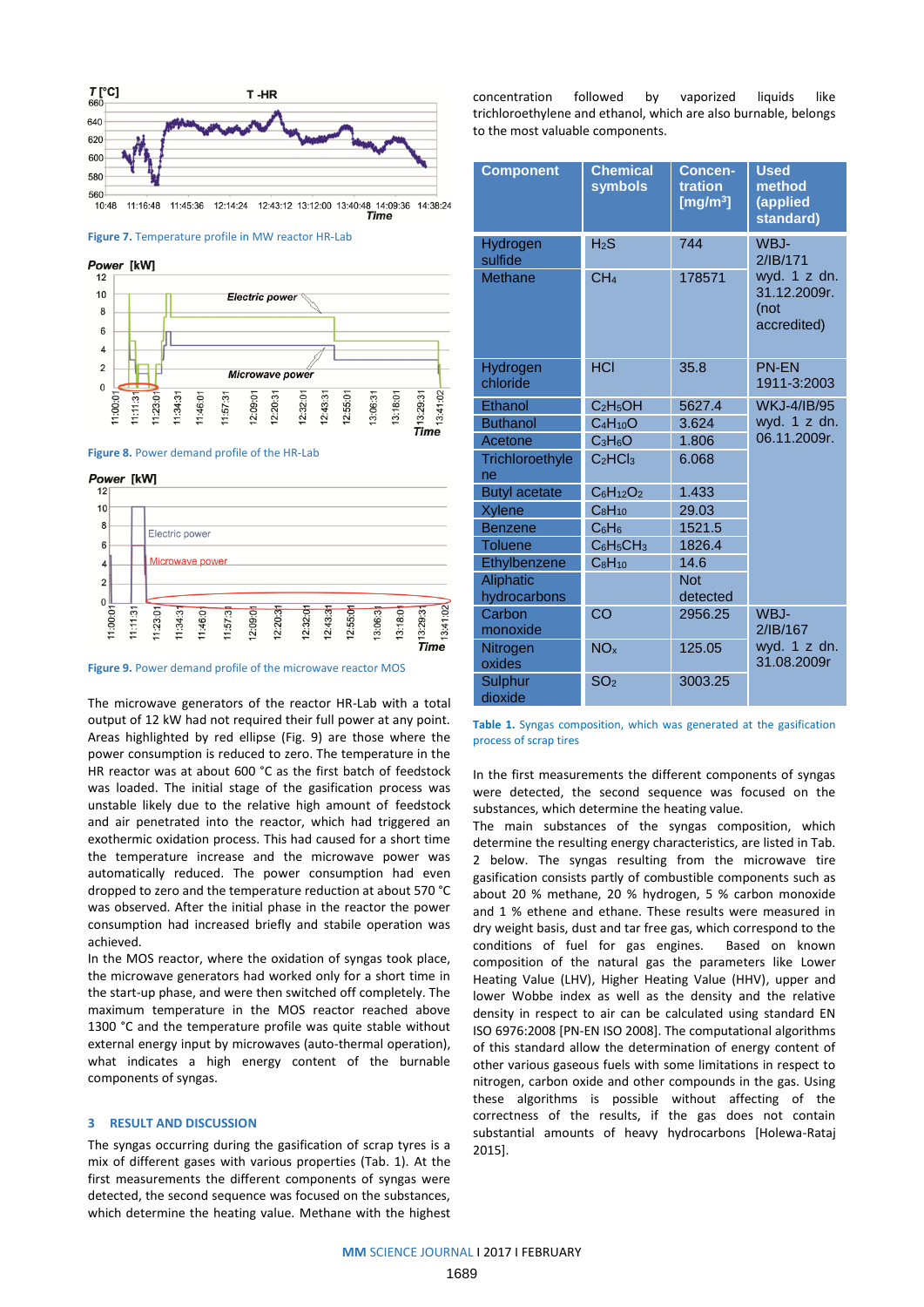Figure 7. Temperature profile in MW reactor HR-Lab

Figure 8. Power demand profile of the HR-Lab

Figure 9. Power demand profile of the microwave reactor MOS

The microwave generators of the reactor HR-Lab with a total output of 12 kW had not required their full power at any point. Areas highlighted by red ellipse (Fig. 9) are those where the power consumption is reduced to zero. The temperature in the HR reactor was at about 600 °C as the first batch of feedstock was loaded. The initial stage of the gasification process was unstable likely due to the relative high amount of feedstock and air penetrated into the reactor, which had triggered an exothermic oxidation process. This had caused for a short time the temperature increase and the microwave power was automatically reduced. The power consumption had even dropped to zero and the temperature reduction at about 570 °C was observed. After the initial phase in the reactor the power consumption had increased briefly and stabile operation was achieved.

In the MOS reactor, where the oxidation of syngas took place, the microwave generators had worked only for a short time in the start-up phase, and were then switched off completely. The maximum temperature in the MOS reactor reached above 1300 °C and the temperature profile was quite stable without external energy input by microwaves (auto-thermal operation), what indicates a high energy content of the burnable components of syngas.

## 3 RESULT AND DISCUSSION

The syngas occurring during the gasification of scrap tyres is a mix of different gases with various properties (Tab. 1). At the first measurements the different components of syngas were detected, the second sequence was focused on the substances, which determine the heating value. Methane with the highest concentration followed by vaporized liquids like trichloroethylene and ethanol, which are also burnable, belongs to the most valuable components.

| Component | Chemical symbols | Concen-tration [mg/m³] | Used method (applied standard) |
|---|---|---|---|
| Hydrogen sulfide | $H_2S$ | 744 | WBJ-2/IB/171 wyd. 1 z dn. 31.12.2009r. (not accredited) |
| Methane | $CH_4$ | 178571 | |
| Hydrogen chloride | HCl | 35.8 | PN-EN 1911-3:2003 |
| Ethanol | $C_2H_5OH$ | 5627.4 | WKJ-4/IB/95 wyd. 1 z dn. 06.11.2009r. |
| Buthanol | $C_4H_{10}O$ | 3.624 | |
| Acetone | $C_3H_6O$ | 1.806 | |
| Trichloroethylene | $C_2HCl_3$ | 6.068 | |
| Butyl acetate | $C_6H_{12}O_2$ | 1.433 | |
| Xylene | $C_8H_{10}$ | 29.03 | |
| Benzene | $C_6H_6$ | 1521.5 | |
| Toluene | $C_6H_5CH_3$ | 1826.4 | |
| Ethylbenzene | $C_8H_{10}$ | 14.6 | |
| Aliphatic hydrocarbons | | Not detected | |
| Carbon monoxide | CO | 2956.25 | WBJ-2/IB/167 wyd. 1 z dn. 31.08.2009r |
| Nitrogen oxides | $NO_x$ | 125.05 | |
| Sulphur dioxide | $SO_2$ | 3003.25 | |

Table 1. Syngas composition, which was generated at the gasification process of scrap tires

In the first measurements the different components of syngas were detected, the second sequence was focused on the substances, which determine the heating value.

The main substances of the syngas composition, which determine the resulting energy characteristics, are listed in Tab. 2 below. The syngas resulting from the microwave tire gasification consists partly of combustible components such as about 20 % methane, 20 % hydrogen, 5 % carbon monoxide and 1 % ethene and ethane. These results were measured in dry weight basis, dust and tar free gas, which correspond to the conditions of fuel for gas engines. Based on known composition of the natural gas the parameters like Lower Heating Value (LHV), Higher Heating Value (HHV), upper and lower Wobbe index as well as the density and the relative density in respect to air can be calculated using standard EN ISO 6976:2008 [PN-EN ISO 2008]. The computational algorithms of this standard allow the determination of energy content of other various gaseous fuels with some limitations in respect to nitrogen, carbon oxide and other compounds in the gas. Using these algorithms is possible without affecting of the correctness of the results, if the gas does not contain substantial amounts of heavy hydrocarbons [Holewa-Rataj 2015].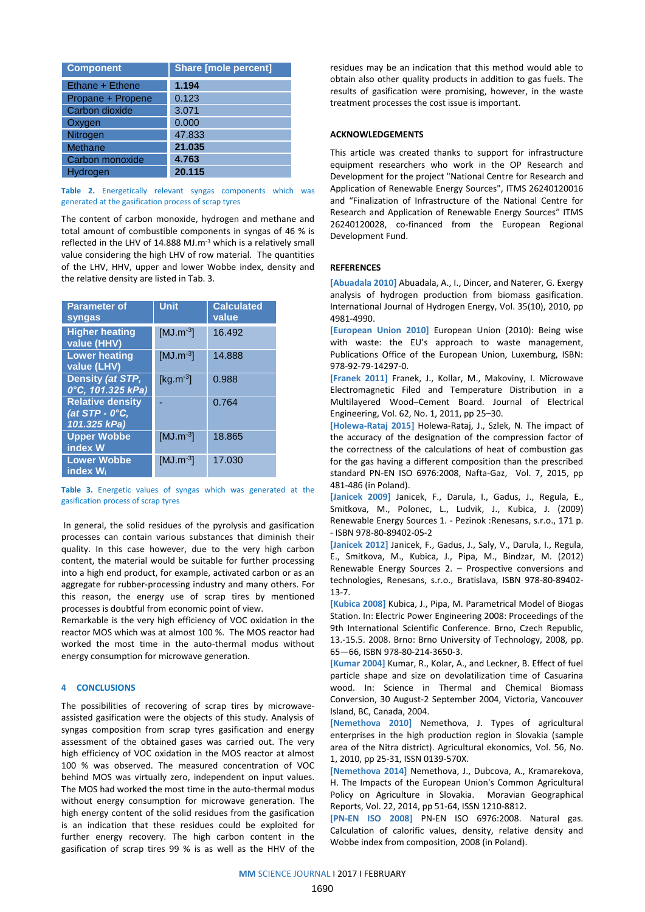| Component | Share [mole percent] |
|---|---|
| Ethane + Ethene | **1.194** |
| Propane + Propene | 0.123 |
| Carbon dioxide | 3.071 |
| Oxygen | 0.000 |
| Nitrogen | 47.833 |
| Methane | **21.035** |
| Carbon monoxide | **4.763** |
| Hydrogen | **20.115** |

**Table 2.** Energetically relevant syngas components which was generated at the gasification process of scrap tyres

The content of carbon monoxide, hydrogen and methane and total amount of combustible components in syngas of 46 % is reflected in the LHV of 14.888 MJ.m$^{-3}$ which is a relatively small value considering the high LHV of row material. The quantities of the LHV, HHV, upper and lower Wobbe index, density and the relative density are listed in Tab. 3.

| Parameter of syngas | Unit | Calculated value |
|---|---|---|
| Higher heating value (HHV) | [MJ.m$^{-3}$] | 16.492 |
| Lower heating value (LHV) | [MJ.m$^{-3}$] | 14.888 |
| Density *(at STP, 0°C, 101.325 kPa)* | [kg.m$^{-3}$] | 0.988 |
| Relative density *(at STP - 0°C, 101.325 kPa)* | - | 0.764 |
| Upper Wobbe index W | [MJ.m$^{-3}$] | 18.865 |
| Lower Wobbe index $W_i$ | [MJ.m$^{-3}$] | 17.030 |

**Table 3.** Energetic values of syngas which was generated at the gasification process of scrap tyres

In general, the solid residues of the pyrolysis and gasification processes can contain various substances that diminish their quality. In this case however, due to the very high carbon content, the material would be suitable for further processing into a high end product, for example, activated carbon or as an aggregate for rubber-processing industry and many others. For this reason, the energy use of scrap tires by mentioned processes is doubtful from economic point of view.

Remarkable is the very high efficiency of VOC oxidation in the reactor MOS which was at almost 100 %. The MOS reactor had worked the most time in the auto-thermal modus without energy consumption for microwave generation.

## 4 CONCLUSIONS

The possibilities of recovering of scrap tires by microwave-assisted gasification were the objects of this study. Analysis of syngas composition from scrap tyres gasification and energy assessment of the obtained gases was carried out. The very high efficiency of VOC oxidation in the MOS reactor at almost 100 % was observed. The measured concentration of VOC behind MOS was virtually zero, independent on input values. The MOS had worked the most time in the auto-thermal modus without energy consumption for microwave generation. The high energy content of the solid residues from the gasification is an indication that these residues could be exploited for further energy recovery. The high carbon content in the gasification of scrap tires 99 % is as well as the HHV of the residues may be an indication that this method would able to obtain also other quality products in addition to gas fuels. The results of gasification were promising, however, in the waste treatment processes the cost issue is important.

## ACKNOWLEDGEMENTS

This article was created thanks to support for infrastructure equipment researchers who work in the OP Research and Development for the project "National Centre for Research and Application of Renewable Energy Sources", ITMS 26240120016 and "Finalization of Infrastructure of the National Centre for Research and Application of Renewable Energy Sources" ITMS 26240120028, co-financed from the European Regional Development Fund.

## REFERENCES

[Abuadala 2010] Abuadala, A., I., Dincer, and Naterer, G. Exergy analysis of hydrogen production from biomass gasification. International Journal of Hydrogen Energy, Vol. 35(10), 2010, pp 4981-4990.

[European Union 2010] European Union (2010): Being wise with waste: the EU's approach to waste management, Publications Office of the European Union, Luxemburg, ISBN: 978-92-79-14297-0.

[Franek 2011] Franek, J., Kollar, M., Makoviny, I. Microwave Electromagnetic Filed and Temperature Distribution in a Multilayered Wood–Cement Board. Journal of Electrical Engineering, Vol. 62, No. 1, 2011, pp 25–30.

[Holewa-Rataj 2015] Holewa-Rataj, J., Szlek, N. The impact of the accuracy of the designation of the compression factor of the correctness of the calculations of heat of combustion gas for the gas having a different composition than the prescribed standard PN-EN ISO 6976:2008, Nafta-Gaz, Vol. 7, 2015, pp 481-486 (in Poland).

[Janicek 2009] Janicek, F., Darula, I., Gadus, J., Regula, E., Smitkova, M., Polonec, L., Ludvik, J., Kubica, J. (2009) Renewable Energy Sources 1. - Pezinok :Renesans, s.r.o., 171 p. - ISBN 978-80-89402-05-2

[Janicek 2012] Janicek, F., Gadus, J., Saly, V., Darula, I., Regula, E., Smitkova, M., Kubica, J., Pipa, M., Bindzar, M. (2012) Renewable Energy Sources 2. – Prospective conversions and technologies, Renesans, s.r.o., Bratislava, ISBN 978-80-89402-13-7.

[Kubica 2008] Kubica, J., Pipa, M. Parametrical Model of Biogas Station. In: Electric Power Engineering 2008: Proceedings of the 9th International Scientific Conference. Brno, Czech Republic, 13.-15.5. 2008. Brno: Brno University of Technology, 2008, pp. 65—66, ISBN 978-80-214-3650-3.

[Kumar 2004] Kumar, R., Kolar, A., and Leckner, B. Effect of fuel particle shape and size on devolatilization time of Casuarina wood. In: Science in Thermal and Chemical Biomass Conversion, 30 August-2 September 2004, Victoria, Vancouver Island, BC, Canada, 2004.

[Nemethova 2010] Nemethova, J. Types of agricultural enterprises in the high production region in Slovakia (sample area of the Nitra district). Agricultural ekonomics, Vol. 56, No. 1, 2010, pp 25-31, ISSN 0139-570X.

[Nemethova 2014] Nemethova, J., Dubcova, A., Kramarekova, H. The Impacts of the European Union's Common Agricultural Policy on Agriculture in Slovakia. Moravian Geographical Reports, Vol. 22, 2014, pp 51-64, ISSN 1210-8812.

[PN-EN ISO 2008] PN-EN ISO 6976:2008. Natural gas. Calculation of calorific values, density, relative density and Wobbe index from composition, 2008 (in Poland).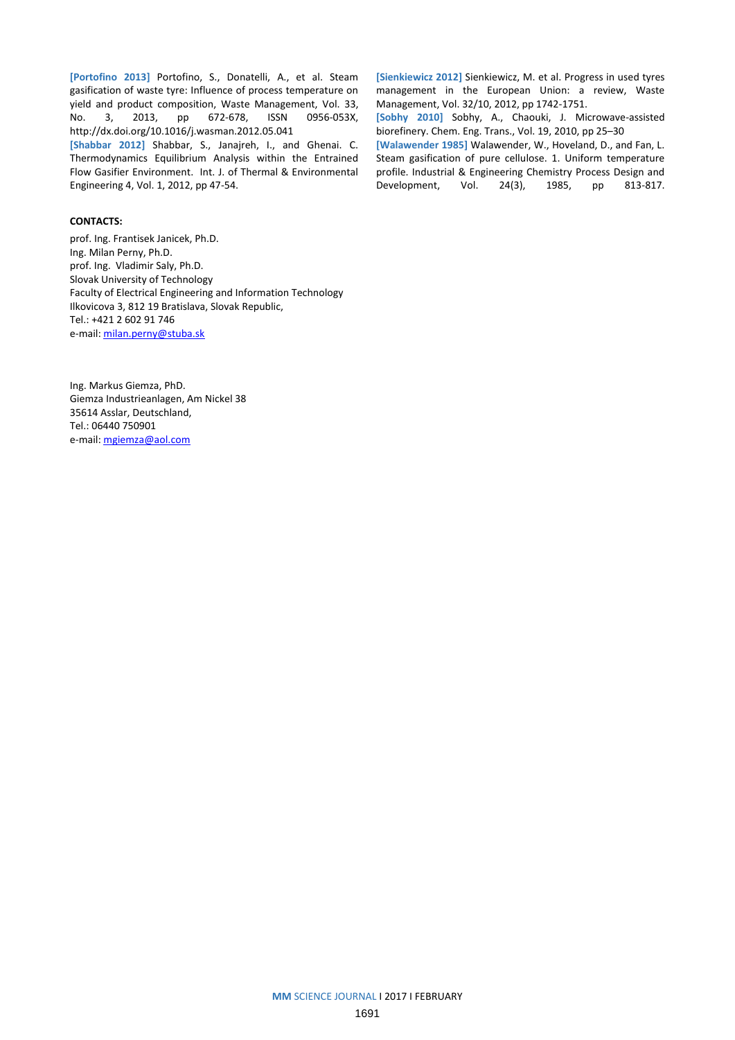[Portofino 2013] Portofino, S., Donatelli, A., et al. Steam gasification of waste tyre: Influence of process temperature on yield and product composition, Waste Management, Vol. 33, No. 3, 2013, pp 672-678, ISSN 0956-053X, http://dx.doi.org/10.1016/j.wasman.2012.05.041

[Shabbar 2012] Shabbar, S., Janajreh, I., and Ghenai. C. Thermodynamics Equilibrium Analysis within the Entrained Flow Gasifier Environment. Int. J. of Thermal & Environmental Engineering 4, Vol. 1, 2012, pp 47-54.

[Sienkiewicz 2012] Sienkiewicz, M. et al. Progress in used tyres management in the European Union: a review, Waste Management, Vol. 32/10, 2012, pp 1742-1751.

[Sobhy 2010] Sobhy, A., Chaouki, J. Microwave-assisted biorefinery. Chem. Eng. Trans., Vol. 19, 2010, pp 25–30

[Walawender 1985] Walawender, W., Hoveland, D., and Fan, L. Steam gasification of pure cellulose. 1. Uniform temperature profile. Industrial & Engineering Chemistry Process Design and Development, Vol. 24(3), 1985, pp 813-817.

**CONTACTS:**

prof. Ing. Frantisek Janicek, Ph.D.
Ing. Milan Perny, Ph.D.
prof. Ing. Vladimir Saly, Ph.D.
Slovak University of Technology
Faculty of Electrical Engineering and Information Technology
Ilkovicova 3, 812 19 Bratislava, Slovak Republic,
Tel.: +421 2 602 91 746
e-mail: milan.perny@stuba.sk

Ing. Markus Giemza, PhD.
Giemza Industrieanlagen, Am Nickel 38
35614 Asslar, Deutschland,
Tel.: 06440 750901
e-mail: mgiemza@aol.com